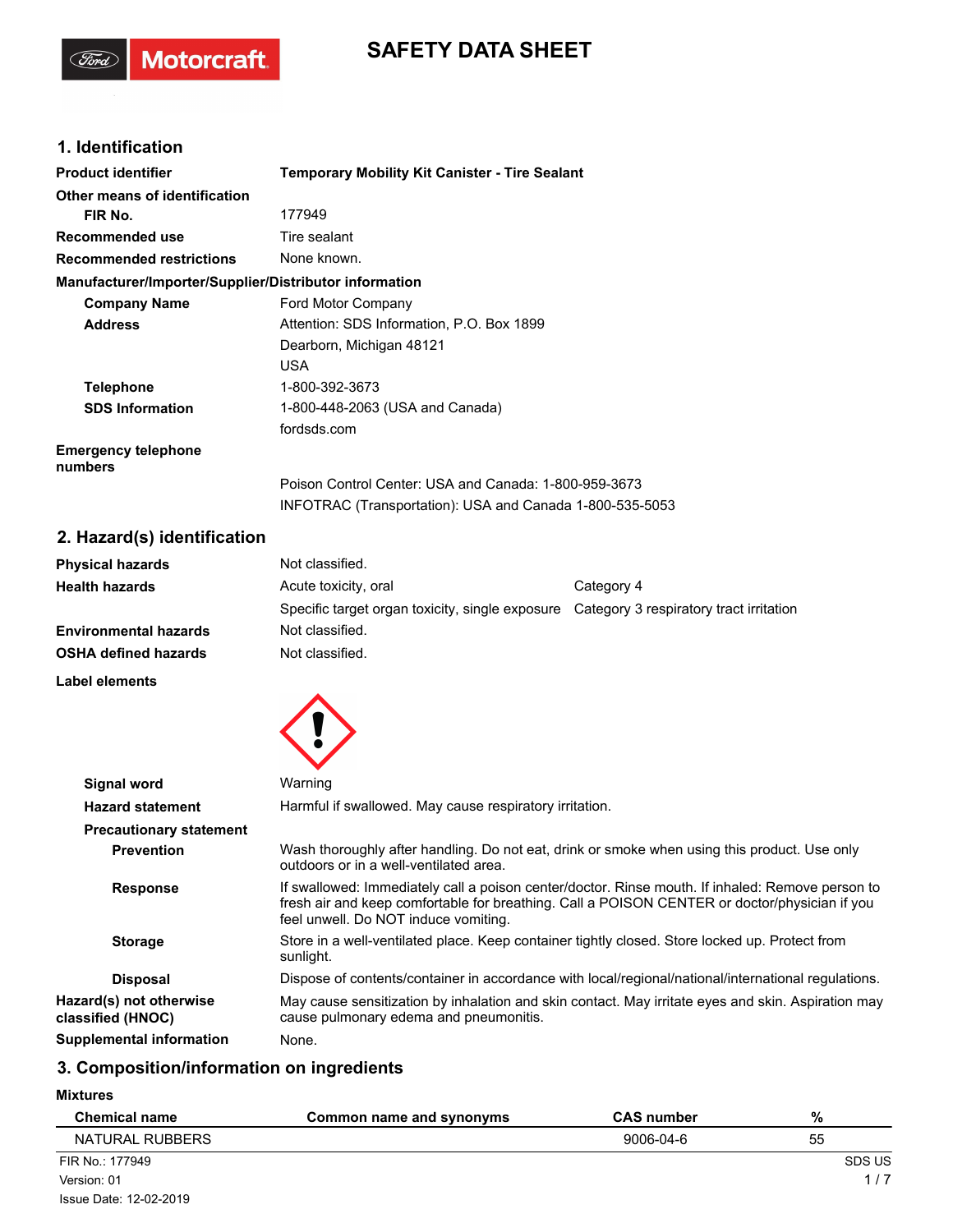# SAFETY DATA SHEET

## 1. Identification

**Product identifier** **Temporary Mobility Kit Canister - Tire Sealant**

**Other means of identification**

**FIR No.** 177949

**Recommended use** Tire sealant

**Recommended restrictions** None known.

**Manufacturer/Importer/Supplier/Distributor information**

**Company Name** Ford Motor Company

**Address** Attention: SDS Information, P.O. Box 1899
Dearborn, Michigan 48121
USA

**Telephone** 1-800-392-3673

**SDS Information** 1-800-448-2063 (USA and Canada)
fordsds.com

**Emergency telephone numbers**
Poison Control Center: USA and Canada: 1-800-959-3673
INFOTRAC (Transportation): USA and Canada 1-800-535-5053

## 2. Hazard(s) identification

| | | |
|---|---|---|
| **Physical hazards** | Not classified. | |
| **Health hazards** | Acute toxicity, oral | Category 4 |
| | Specific target organ toxicity, single exposure | Category 3 respiratory tract irritation |
| **Environmental hazards** | Not classified. | |
| **OSHA defined hazards** | Not classified. | |

**Label elements**

**Signal word** Warning

**Hazard statement** Harmful if swallowed. May cause respiratory irritation.

**Precautionary statement**

**Prevention** Wash thoroughly after handling. Do not eat, drink or smoke when using this product. Use only outdoors or in a well-ventilated area.

**Response** If swallowed: Immediately call a poison center/doctor. Rinse mouth. If inhaled: Remove person to fresh air and keep comfortable for breathing. Call a POISON CENTER or doctor/physician if you feel unwell. Do NOT induce vomiting.

**Storage** Store in a well-ventilated place. Keep container tightly closed. Store locked up. Protect from sunlight.

**Disposal** Dispose of contents/container in accordance with local/regional/national/international regulations.

**Hazard(s) not otherwise classified (HNOC)** May cause sensitization by inhalation and skin contact. May irritate eyes and skin. Aspiration may cause pulmonary edema and pneumonitis.

**Supplemental information** None.

## 3. Composition/information on ingredients

**Mixtures**

| Chemical name | Common name and synonyms | CAS number | % |
|---|---|---|---|
| NATURAL RUBBERS | | 9006-04-6 | 55 |

FIR No.: 177949
Version: 01
Issue Date: 12-02-2019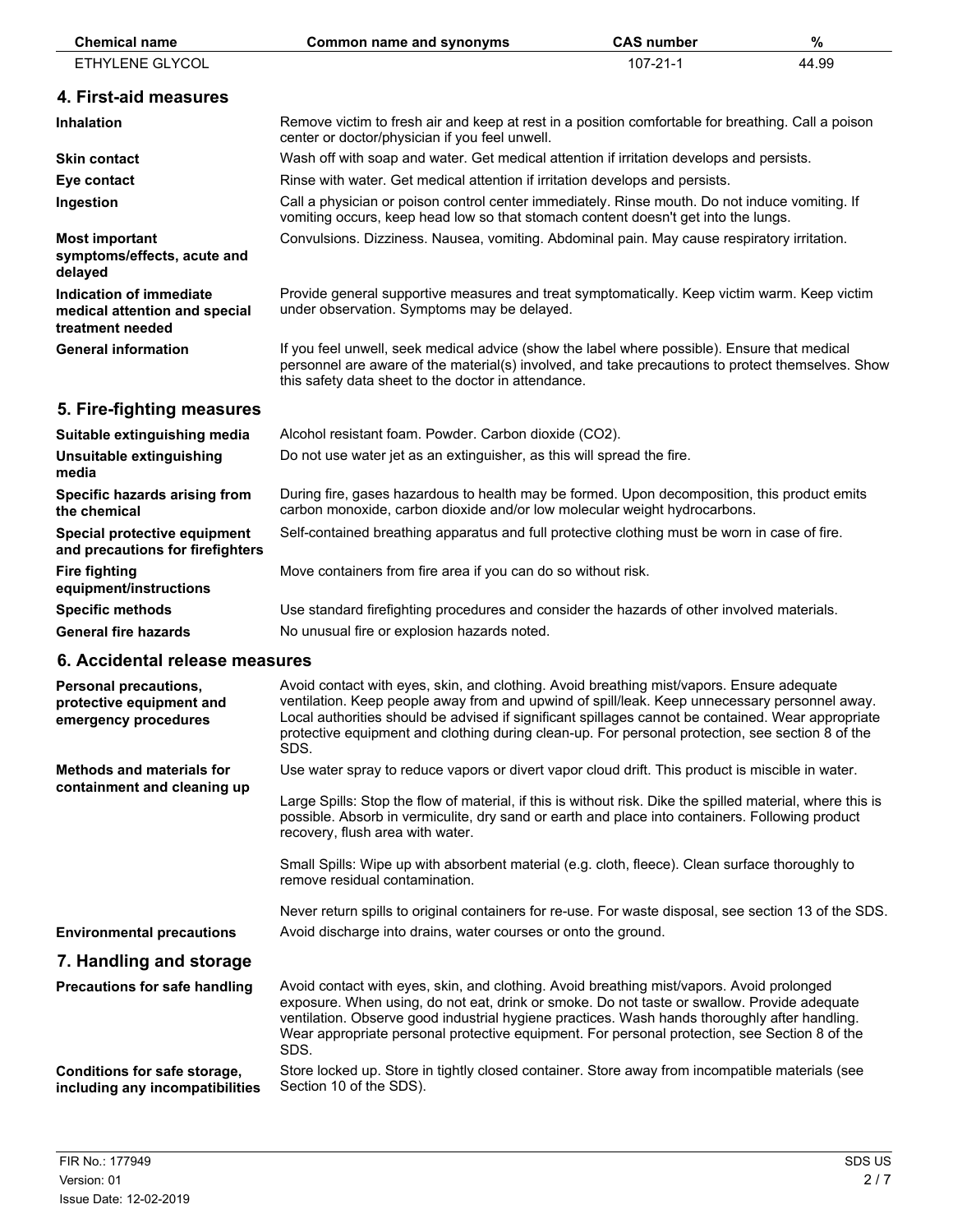| Chemical name | Common name and synonyms | CAS number | % |
|---|---|---|---|
| ETHYLENE GLYCOL | | 107-21-1 | 44.99 |

## 4. First-aid measures

| | |
|---|---|
| **Inhalation** | Remove victim to fresh air and keep at rest in a position comfortable for breathing. Call a poison center or doctor/physician if you feel unwell. |
| **Skin contact** | Wash off with soap and water. Get medical attention if irritation develops and persists. |
| **Eye contact** | Rinse with water. Get medical attention if irritation develops and persists. |
| **Ingestion** | Call a physician or poison control center immediately. Rinse mouth. Do not induce vomiting. If vomiting occurs, keep head low so that stomach content doesn't get into the lungs. |
| **Most important symptoms/effects, acute and delayed** | Convulsions. Dizziness. Nausea, vomiting. Abdominal pain. May cause respiratory irritation. |
| **Indication of immediate medical attention and special treatment needed** | Provide general supportive measures and treat symptomatically. Keep victim warm. Keep victim under observation. Symptoms may be delayed. |
| **General information** | If you feel unwell, seek medical advice (show the label where possible). Ensure that medical personnel are aware of the material(s) involved, and take precautions to protect themselves. Show this safety data sheet to the doctor in attendance. |

## 5. Fire-fighting measures

| | |
|---|---|
| **Suitable extinguishing media** | Alcohol resistant foam. Powder. Carbon dioxide ($CO_2$). |
| **Unsuitable extinguishing media** | Do not use water jet as an extinguisher, as this will spread the fire. |
| **Specific hazards arising from the chemical** | During fire, gases hazardous to health may be formed. Upon decomposition, this product emits carbon monoxide, carbon dioxide and/or low molecular weight hydrocarbons. |
| **Special protective equipment and precautions for firefighters** | Self-contained breathing apparatus and full protective clothing must be worn in case of fire. |
| **Fire fighting equipment/instructions** | Move containers from fire area if you can do so without risk. |
| **Specific methods** | Use standard firefighting procedures and consider the hazards of other involved materials. |
| **General fire hazards** | No unusual fire or explosion hazards noted. |

## 6. Accidental release measures

**Personal precautions, protective equipment and emergency procedures**

Avoid contact with eyes, skin, and clothing. Avoid breathing mist/vapors. Ensure adequate ventilation. Keep people away from and upwind of spill/leak. Keep unnecessary personnel away. Local authorities should be advised if significant spillages cannot be contained. Wear appropriate protective equipment and clothing during clean-up. For personal protection, see section 8 of the SDS.

**Methods and materials for containment and cleaning up**

Use water spray to reduce vapors or divert vapor cloud drift. This product is miscible in water.

Large Spills: Stop the flow of material, if this is without risk. Dike the spilled material, where this is possible. Absorb in vermiculite, dry sand or earth and place into containers. Following product recovery, flush area with water.

Small Spills: Wipe up with absorbent material (e.g. cloth, fleece). Clean surface thoroughly to remove residual contamination.

Never return spills to original containers for re-use. For waste disposal, see section 13 of the SDS.

**Environmental precautions**

Avoid discharge into drains, water courses or onto the ground.

## 7. Handling and storage

**Precautions for safe handling**

Avoid contact with eyes, skin, and clothing. Avoid breathing mist/vapors. Avoid prolonged exposure. When using, do not eat, drink or smoke. Do not taste or swallow. Provide adequate ventilation. Observe good industrial hygiene practices. Wash hands thoroughly after handling. Wear appropriate personal protective equipment. For personal protection, see Section 8 of the SDS.

**Conditions for safe storage, including any incompatibilities**

Store locked up. Store in tightly closed container. Store away from incompatible materials (see Section 10 of the SDS).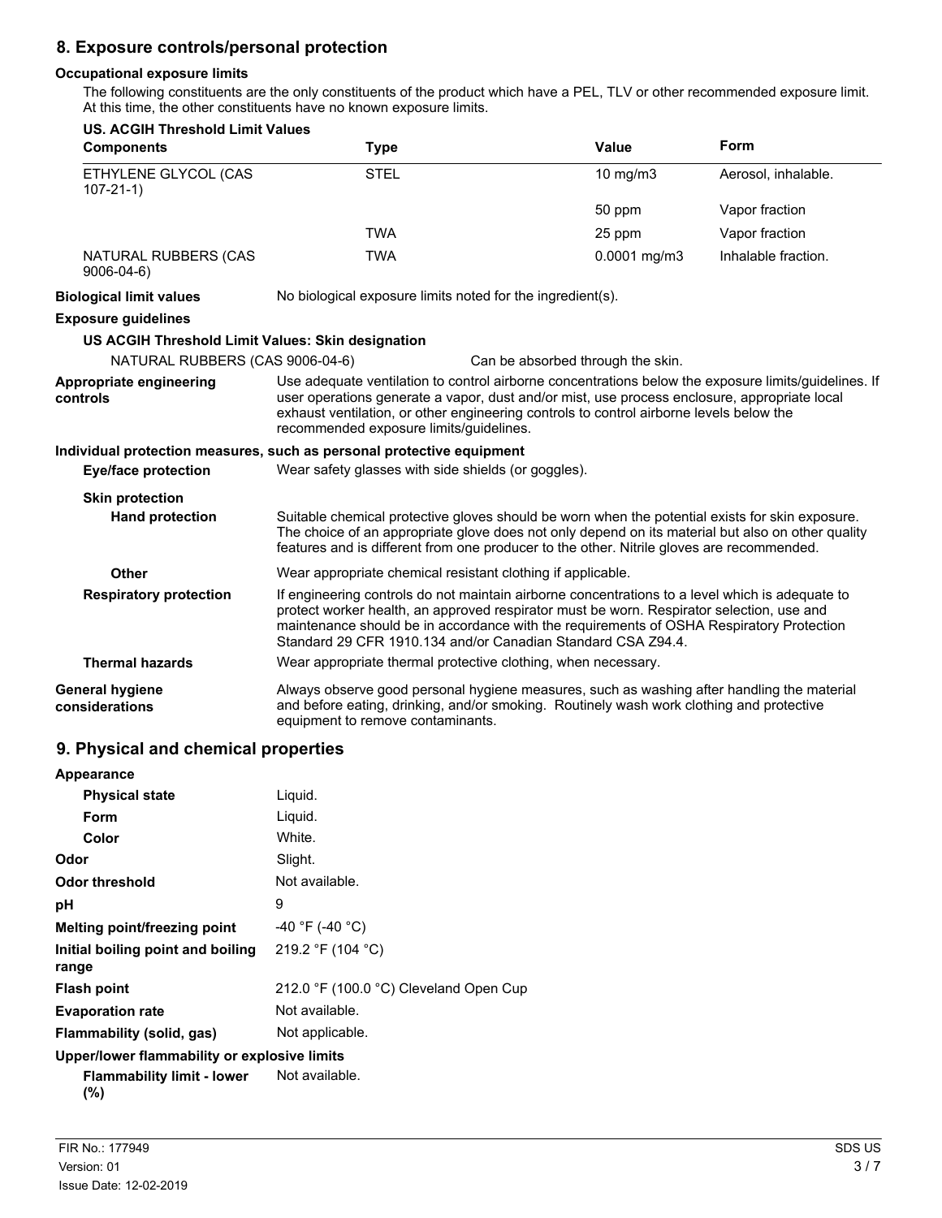## 8. Exposure controls/personal protection

**Occupational exposure limits**

The following constituents are the only constituents of the product which have a PEL, TLV or other recommended exposure limit. At this time, the other constituents have no known exposure limits.

**US. ACGIH Threshold Limit Values**

| Components | Type | Value | Form |
|---|---|---|---|
| ETHYLENE GLYCOL (CAS 107-21-1) | STEL | 10 mg/m3 | Aerosol, inhalable. |
| | | 50 ppm | Vapor fraction |
| | TWA | 25 ppm | Vapor fraction |
| NATURAL RUBBERS (CAS 9006-04-6) | TWA | 0.0001 mg/m3 | Inhalable fraction. |

**Biological limit values** No biological exposure limits noted for the ingredient(s).

**Exposure guidelines**

**US ACGIH Threshold Limit Values: Skin designation**

NATURAL RUBBERS (CAS 9006-04-6) Can be absorbed through the skin.

**Appropriate engineering controls** Use adequate ventilation to control airborne concentrations below the exposure limits/guidelines. If user operations generate a vapor, dust and/or mist, use process enclosure, appropriate local exhaust ventilation, or other engineering controls to control airborne levels below the recommended exposure limits/guidelines.

**Individual protection measures, such as personal protective equipment**

**Eye/face protection** Wear safety glasses with side shields (or goggles).

**Skin protection**

**Hand protection** Suitable chemical protective gloves should be worn when the potential exists for skin exposure. The choice of an appropriate glove does not only depend on its material but also on other quality features and is different from one producer to the other. Nitrile gloves are recommended.

**Other** Wear appropriate chemical resistant clothing if applicable.

**Respiratory protection** If engineering controls do not maintain airborne concentrations to a level which is adequate to protect worker health, an approved respirator must be worn. Respirator selection, use and maintenance should be in accordance with the requirements of OSHA Respiratory Protection Standard 29 CFR 1910.134 and/or Canadian Standard CSA Z94.4.

**Thermal hazards** Wear appropriate thermal protective clothing, when necessary.

**General hygiene considerations** Always observe good personal hygiene measures, such as washing after handling the material and before eating, drinking, and/or smoking. Routinely wash work clothing and protective equipment to remove contaminants.

## 9. Physical and chemical properties

**Appearance**

**Physical state** Liquid.

**Form** Liquid.

**Color** White.

**Odor** Slight.

**Odor threshold** Not available.

**pH** 9

**Melting point/freezing point** -40 °F (-40 °C)

**Initial boiling point and boiling range** 219.2 °F (104 °C)

**Flash point** 212.0 °F (100.0 °C) Cleveland Open Cup

**Evaporation rate** Not available.

**Flammability (solid, gas)** Not applicable.

**Upper/lower flammability or explosive limits**

**Flammability limit - lower (%)** Not available.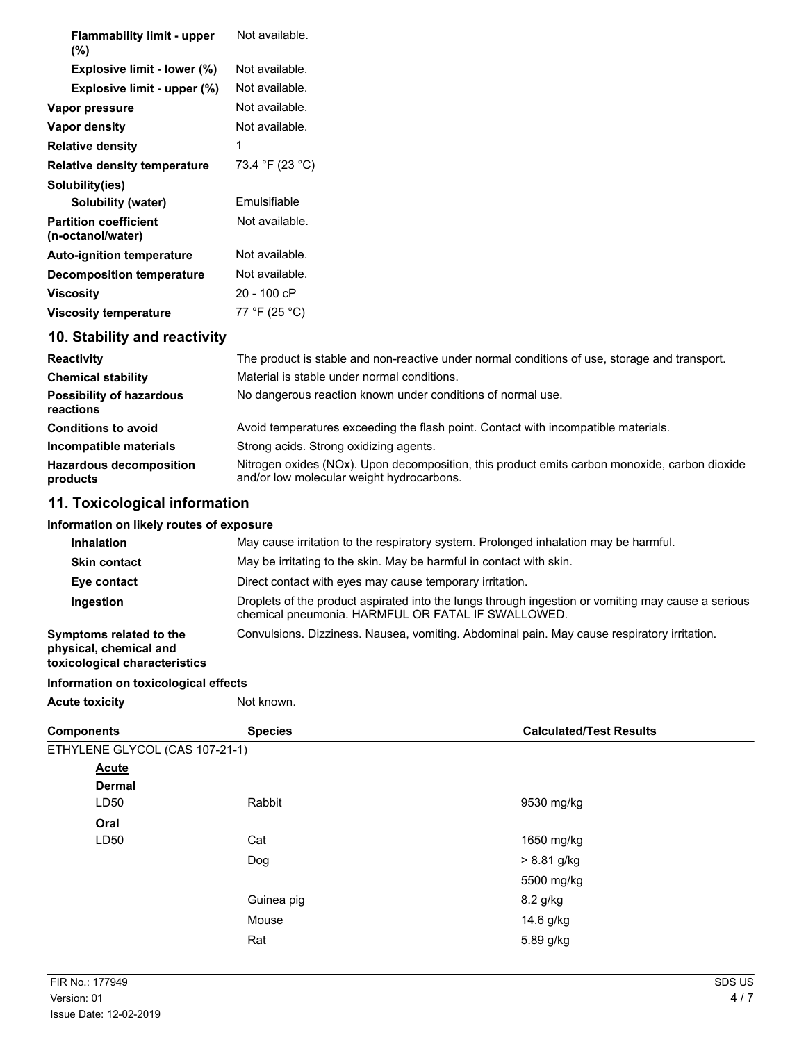| | |
|---|---|
| **Flammability limit - upper (%)** | Not available. |
| **Explosive limit - lower (%)** | Not available. |
| **Explosive limit - upper (%)** | Not available. |
| **Vapor pressure** | Not available. |
| **Vapor density** | Not available. |
| **Relative density** | 1 |
| **Relative density temperature** | 73.4 °F (23 °C) |
| **Solubility(ies)** | |
| **Solubility (water)** | Emulsifiable |
| **Partition coefficient (n-octanol/water)** | Not available. |
| **Auto-ignition temperature** | Not available. |
| **Decomposition temperature** | Not available. |
| **Viscosity** | 20 - 100 cP |
| **Viscosity temperature** | 77 °F (25 °C) |

## 10. Stability and reactivity

| | |
|---|---|
| **Reactivity** | The product is stable and non-reactive under normal conditions of use, storage and transport. |
| **Chemical stability** | Material is stable under normal conditions. |
| **Possibility of hazardous reactions** | No dangerous reaction known under conditions of normal use. |
| **Conditions to avoid** | Avoid temperatures exceeding the flash point. Contact with incompatible materials. |
| **Incompatible materials** | Strong acids. Strong oxidizing agents. |
| **Hazardous decomposition products** | Nitrogen oxides (NOx). Upon decomposition, this product emits carbon monoxide, carbon dioxide and/or low molecular weight hydrocarbons. |

## 11. Toxicological information

**Information on likely routes of exposure**

| | |
|---|---|
| **Inhalation** | May cause irritation to the respiratory system. Prolonged inhalation may be harmful. |
| **Skin contact** | May be irritating to the skin. May be harmful in contact with skin. |
| **Eye contact** | Direct contact with eyes may cause temporary irritation. |
| **Ingestion** | Droplets of the product aspirated into the lungs through ingestion or vomiting may cause a serious chemical pneumonia. HARMFUL OR FATAL IF SWALLOWED. |
| **Symptoms related to the physical, chemical and toxicological characteristics** | Convulsions. Dizziness. Nausea, vomiting. Abdominal pain. May cause respiratory irritation. |

**Information on toxicological effects**

**Acute toxicity** Not known.

| Components | Species | Calculated/Test Results |
|---|---|---|
| ETHYLENE GLYCOL (CAS 107-21-1) | | |
| <u>Acute</u> | | |
| **Dermal** | | |
| LD50 | Rabbit | 9530 mg/kg |
| **Oral** | | |
| LD50 | Cat | 1650 mg/kg |
| | Dog | > 8.81 g/kg |
| | | 5500 mg/kg |
| | Guinea pig | 8.2 g/kg |
| | Mouse | 14.6 g/kg |
| | Rat | 5.89 g/kg |

FIR No.: 177949
Version: 01
Issue Date: 12-02-2019

SDS US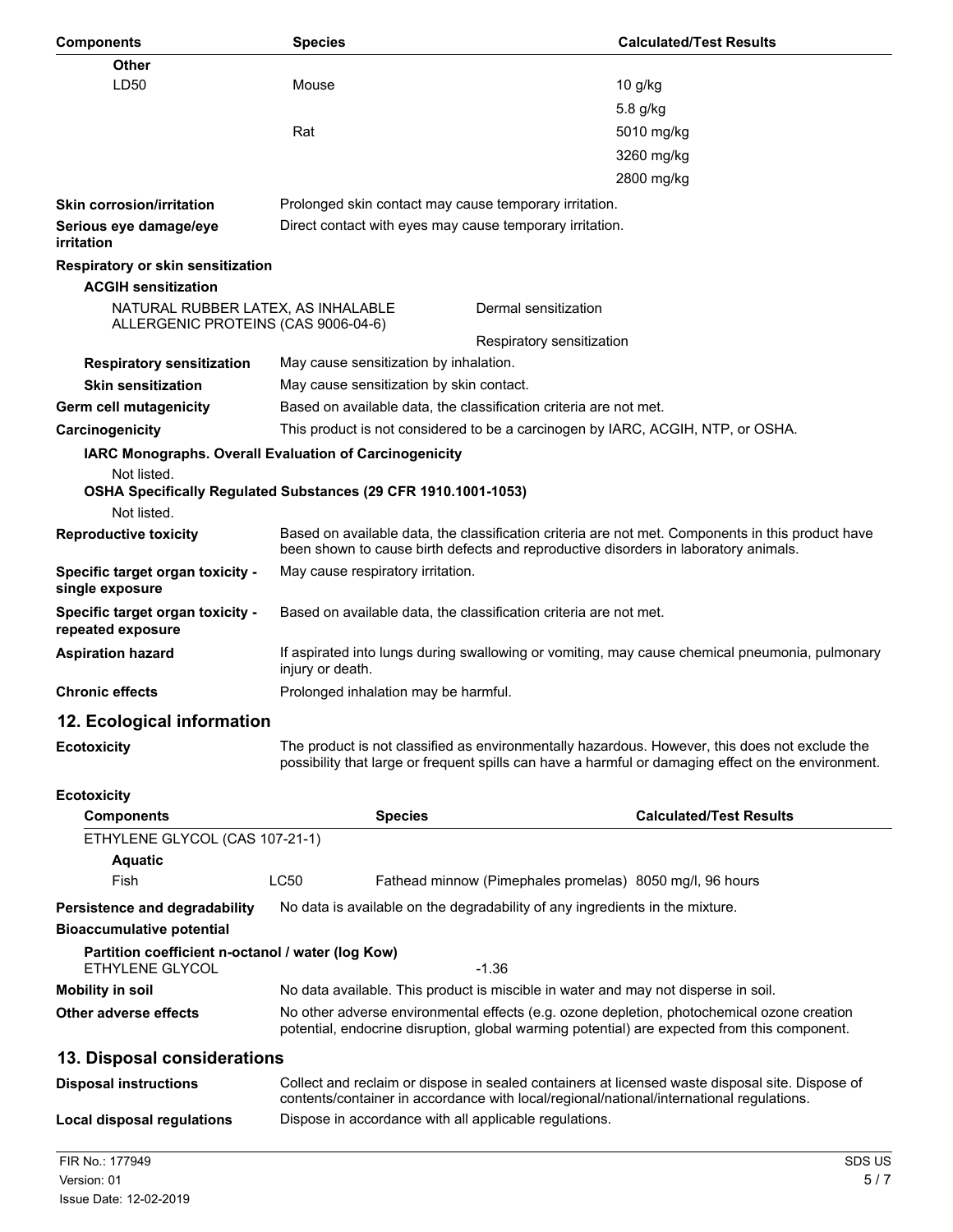| Components | Species | Calculated/Test Results |
|---|---|---|
| **Other** | | |
| LD50 | Mouse | 10 g/kg |
| | | 5.8 g/kg |
| | Rat | 5010 mg/kg |
| | | 3260 mg/kg |
| | | 2800 mg/kg |

**Skin corrosion/irritation** Prolonged skin contact may cause temporary irritation.

**Serious eye damage/eye irritation** Direct contact with eyes may cause temporary irritation.

**Respiratory or skin sensitization**

**ACGIH sensitization**

| | |
|---|---|
| NATURAL RUBBER LATEX, AS INHALABLE ALLERGENIC PROTEINS (CAS 9006-04-6) | Dermal sensitization |
| | Respiratory sensitization |

**Respiratory sensitization** May cause sensitization by inhalation.

**Skin sensitization** May cause sensitization by skin contact.

**Germ cell mutagenicity** Based on available data, the classification criteria are not met.

**Carcinogenicity** This product is not considered to be a carcinogen by IARC, ACGIH, NTP, or OSHA.

**IARC Monographs. Overall Evaluation of Carcinogenicity**

Not listed.

**OSHA Specifically Regulated Substances (29 CFR 1910.1001-1053)**

Not listed.

**Reproductive toxicity** Based on available data, the classification criteria are not met. Components in this product have been shown to cause birth defects and reproductive disorders in laboratory animals.

**Specific target organ toxicity - single exposure** May cause respiratory irritation.

**Specific target organ toxicity - repeated exposure** Based on available data, the classification criteria are not met.

**Aspiration hazard** If aspirated into lungs during swallowing or vomiting, may cause chemical pneumonia, pulmonary injury or death.

**Chronic effects** Prolonged inhalation may be harmful.

## 12. Ecological information

**Ecotoxicity** The product is not classified as environmentally hazardous. However, this does not exclude the possibility that large or frequent spills can have a harmful or damaging effect on the environment.

**Ecotoxicity**

| Components | | Species | Calculated/Test Results |
|---|---|---|---|
| ETHYLENE GLYCOL (CAS 107-21-1) | | | |
| **Aquatic** | | | |
| Fish | LC50 | Fathead minnow (Pimephales promelas) | 8050 mg/l, 96 hours |

**Persistence and degradability** No data is available on the degradability of any ingredients in the mixture.

**Bioaccumulative potential**

**Partition coefficient n-octanol / water (log Kow)**

ETHYLENE GLYCOL -1.36

**Mobility in soil** No data available. This product is miscible in water and may not disperse in soil.

**Other adverse effects** No other adverse environmental effects (e.g. ozone depletion, photochemical ozone creation potential, endocrine disruption, global warming potential) are expected from this component.

## 13. Disposal considerations

**Disposal instructions** Collect and reclaim or dispose in sealed containers at licensed waste disposal site. Dispose of contents/container in accordance with local/regional/national/international regulations.

**Local disposal regulations** Dispose in accordance with all applicable regulations.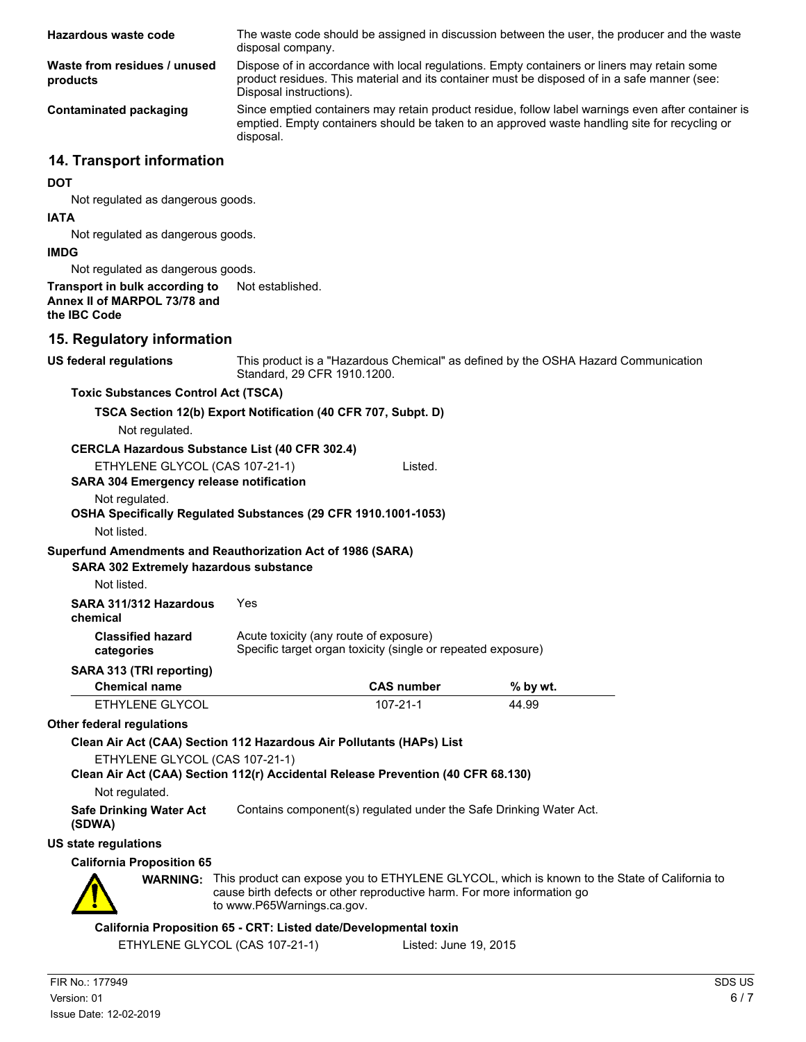**Hazardous waste code** — The waste code should be assigned in discussion between the user, the producer and the waste disposal company.

**Waste from residues / unused products** — Dispose of in accordance with local regulations. Empty containers or liners may retain some product residues. This material and its container must be disposed of in a safe manner (see: Disposal instructions).

**Contaminated packaging** — Since emptied containers may retain product residue, follow label warnings even after container is emptied. Empty containers should be taken to an approved waste handling site for recycling or disposal.

## 14. Transport information

**DOT**

Not regulated as dangerous goods.

**IATA**

Not regulated as dangerous goods.

**IMDG**

Not regulated as dangerous goods.

**Transport in bulk according to Annex II of MARPOL 73/78 and the IBC Code** — Not established.

## 15. Regulatory information

**US federal regulations** — This product is a "Hazardous Chemical" as defined by the OSHA Hazard Communication Standard, 29 CFR 1910.1200.

**Toxic Substances Control Act (TSCA)**

**TSCA Section 12(b) Export Notification (40 CFR 707, Subpt. D)**

Not regulated.

**CERCLA Hazardous Substance List (40 CFR 302.4)**

ETHYLENE GLYCOL (CAS 107-21-1) — Listed.

**SARA 304 Emergency release notification**

Not regulated.

**OSHA Specifically Regulated Substances (29 CFR 1910.1001-1053)**

Not listed.

**Superfund Amendments and Reauthorization Act of 1986 (SARA)**

**SARA 302 Extremely hazardous substance**

Not listed.

**SARA 311/312 Hazardous chemical** — Yes

**Classified hazard categories** — Acute toxicity (any route of exposure)
Specific target organ toxicity (single or repeated exposure)

**SARA 313 (TRI reporting)**

| Chemical name | CAS number | % by wt. |
|---|---|---|
| ETHYLENE GLYCOL | 107-21-1 | 44.99 |

**Other federal regulations**

**Clean Air Act (CAA) Section 112 Hazardous Air Pollutants (HAPs) List**

ETHYLENE GLYCOL (CAS 107-21-1)

**Clean Air Act (CAA) Section 112(r) Accidental Release Prevention (40 CFR 68.130)**

Not regulated.

**Safe Drinking Water Act (SDWA)** — Contains component(s) regulated under the Safe Drinking Water Act.

**US state regulations**

**California Proposition 65**

**WARNING:** This product can expose you to ETHYLENE GLYCOL, which is known to the State of California to cause birth defects or other reproductive harm. For more information go to www.P65Warnings.ca.gov.

**California Proposition 65 - CRT: Listed date/Developmental toxin**

ETHYLENE GLYCOL (CAS 107-21-1) — Listed: June 19, 2015

FIR No.: 177949
Version: 01
Issue Date: 12-02-2019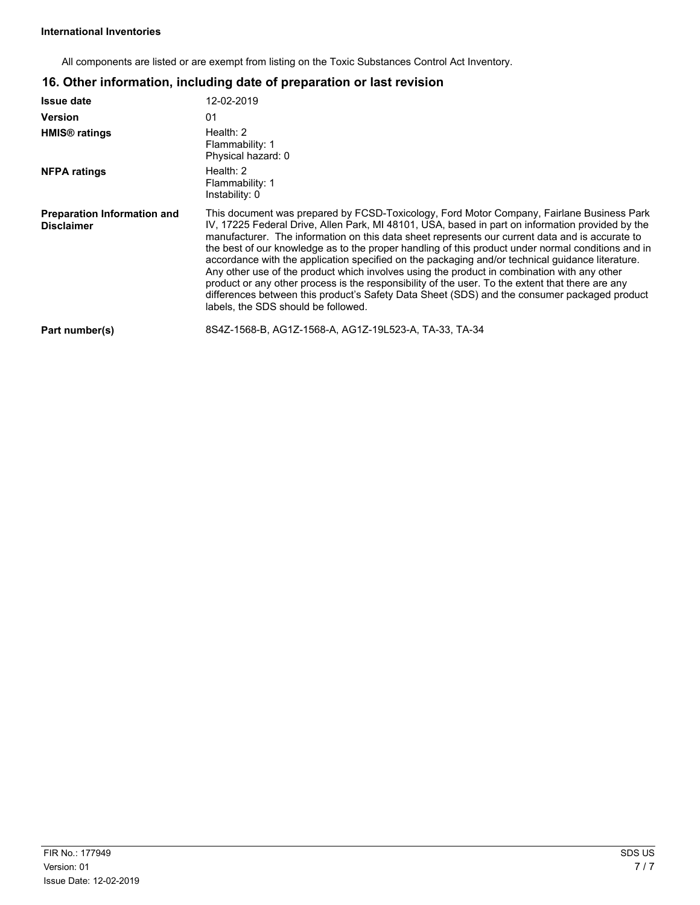**International Inventories**

All components are listed or are exempt from listing on the Toxic Substances Control Act Inventory.

## 16. Other information, including date of preparation or last revision

| | |
|---|---|
| **Issue date** | 12-02-2019 |
| **Version** | 01 |
| **HMIS® ratings** | Health: 2<br>Flammability: 1<br>Physical hazard: 0 |
| **NFPA ratings** | Health: 2<br>Flammability: 1<br>Instability: 0 |
| **Preparation Information and Disclaimer** | This document was prepared by FCSD-Toxicology, Ford Motor Company, Fairlane Business Park IV, 17225 Federal Drive, Allen Park, MI 48101, USA, based in part on information provided by the manufacturer. The information on this data sheet represents our current data and is accurate to the best of our knowledge as to the proper handling of this product under normal conditions and in accordance with the application specified on the packaging and/or technical guidance literature. Any other use of the product which involves using the product in combination with any other product or any other process is the responsibility of the user. To the extent that there are any differences between this product's Safety Data Sheet (SDS) and the consumer packaged product labels, the SDS should be followed. |
| **Part number(s)** | 8S4Z-1568-B, AG1Z-1568-A, AG1Z-19L523-A, TA-33, TA-34 |